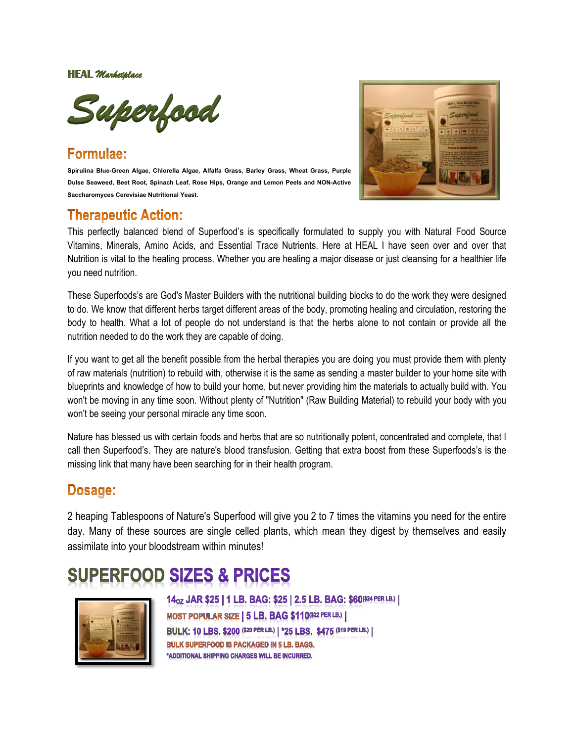HEAL *Marketplace*

# *Superfood*

## Formulae:

**Spirulina Blue-Green Algae, Chlorella Algae, Alfalfa Grass, Barley Grass, Wheat Grass, Purple Dulse Seaweed, Beet Root, Spinach Leaf, Rose Hips, Orange and Lemon Peels and NON-Active Saccharomyces Cerevisiae Nutritional Yeast.**

## Therapeutic Action:

This perfectly balanced blend of Superfood's is specifically formulated to supply you with Natural Food Source Vitamins, Minerals, Amino Acids, and Essential Trace Nutrients. Here at HEAL I have seen over and over that Nutrition is vital to the healing process. Whether you are healing a major disease or just cleansing for a healthier life you need nutrition.

These Superfoods's are God's Master Builders with the nutritional building blocks to do the work they were designed to do. We know that different herbs target different areas of the body, promoting healing and circulation, restoring the body to health. What a lot of people do not understand is that the herbs alone to not contain or provide all the nutrition needed to do the work they are capable of doing.

If you want to get all the benefit possible from the herbal therapies you are doing you must provide them with plenty of raw materials (nutrition) to rebuild with, otherwise it is the same as sending a master builder to your home site with blueprints and knowledge of how to build your home, but never providing him the materials to actually build with. You won't be moving in any time soon. Without plenty of "Nutrition" (Raw Building Material) to rebuild your body with you won't be seeing your personal miracle any time soon.

Nature has blessed us with certain foods and herbs that are so nutritionally potent, concentrated and complete, that I call then Superfood's. They are nature's blood transfusion. Getting that extra boost from these Superfoods's is the missing link that many have been searching for in their health program.

## Dosage:

2 heaping Tablespoons of Nature's Superfood will give you 2 to 7 times the vitamins you need for the entire day. Many of these sources are single celled plants, which mean they digest by themselves and easily assimilate into your bloodstream within minutes!

# SUPERFOOD SIZES & PRICES

**14oz JAR $25 | 1 LB. BAG: $25 | 2.5 LB. BAG: $60 ($24 PER LB.) |**

**MOST POPULAR SIZE | 5 LB. BAG $110 ($22 PER LB.) |**

**BULK: 10 LBS. $200 ($20 PER LB.) | *25 LBS. $475 ($19 PER LB.) |**

**BULK SUPERFOOD IS PACKAGED IN 5 LB. BAGS.**

***ADDITIONAL SHIPPING CHARGES WILL BE INCURRED.**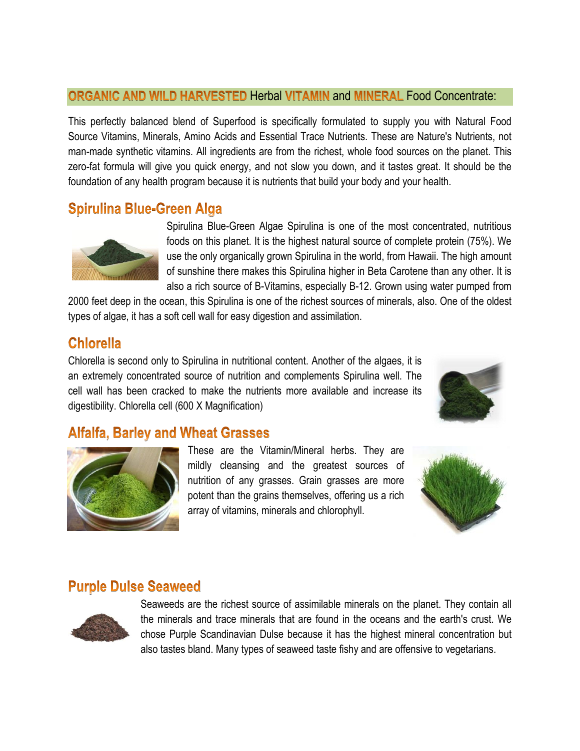**ORGANIC AND WILD HARVESTED** Herbal **VITAMIN** and **MINERAL** Food Concentrate:

This perfectly balanced blend of Superfood is specifically formulated to supply you with Natural Food Source Vitamins, Minerals, Amino Acids and Essential Trace Nutrients. These are Nature's Nutrients, not man-made synthetic vitamins. All ingredients are from the richest, whole food sources on the planet. This zero-fat formula will give you quick energy, and not slow you down, and it tastes great. It should be the foundation of any health program because it is nutrients that build your body and your health.

## Spirulina Blue-Green Alga

Spirulina Blue-Green Algae Spirulina is one of the most concentrated, nutritious foods on this planet. It is the highest natural source of complete protein (75%). We use the only organically grown Spirulina in the world, from Hawaii. The high amount of sunshine there makes this Spirulina higher in Beta Carotene than any other. It is also a rich source of B-Vitamins, especially B-12. Grown using water pumped from 2000 feet deep in the ocean, this Spirulina is one of the richest sources of minerals, also. One of the oldest types of algae, it has a soft cell wall for easy digestion and assimilation.

## Chlorella

Chlorella is second only to Spirulina in nutritional content. Another of the algaes, it is an extremely concentrated source of nutrition and complements Spirulina well. The cell wall has been cracked to make the nutrients more available and increase its digestibility. Chlorella cell (600 X Magnification)

## Alfalfa, Barley and Wheat Grasses

These are the Vitamin/Mineral herbs. They are mildly cleansing and the greatest sources of nutrition of any grasses. Grain grasses are more potent than the grains themselves, offering us a rich array of vitamins, minerals and chlorophyll.

## Purple Dulse Seaweed

Seaweeds are the richest source of assimilable minerals on the planet. They contain all the minerals and trace minerals that are found in the oceans and the earth's crust. We chose Purple Scandinavian Dulse because it has the highest mineral concentration but also tastes bland. Many types of seaweed taste fishy and are offensive to vegetarians.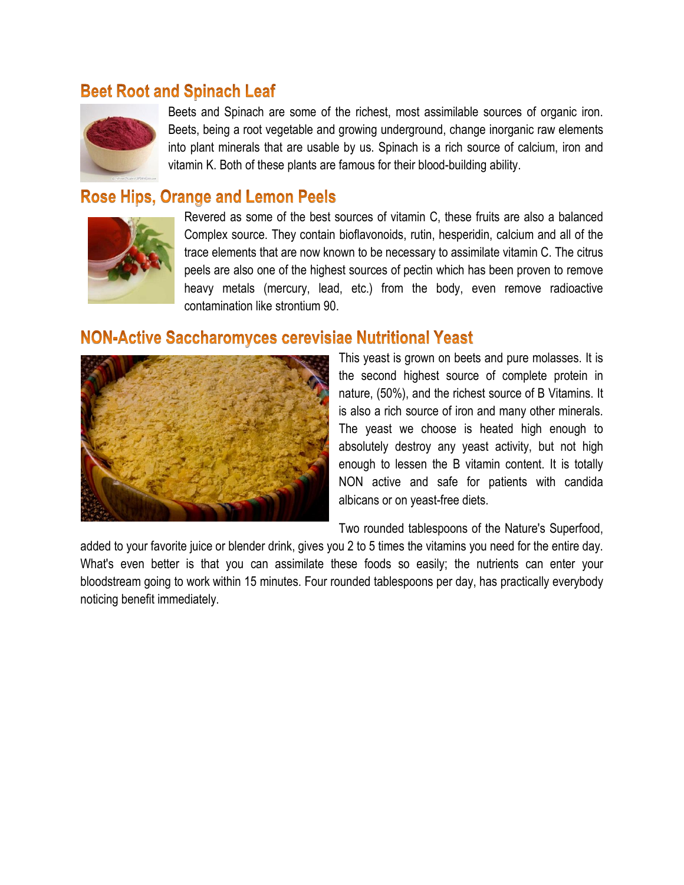## Beet Root and Spinach Leaf

Beets and Spinach are some of the richest, most assimilable sources of organic iron. Beets, being a root vegetable and growing underground, change inorganic raw elements into plant minerals that are usable by us. Spinach is a rich source of calcium, iron and vitamin K. Both of these plants are famous for their blood-building ability.

## Rose Hips, Orange and Lemon Peels

Revered as some of the best sources of vitamin C, these fruits are also a balanced Complex source. They contain bioflavonoids, rutin, hesperidin, calcium and all of the trace elements that are now known to be necessary to assimilate vitamin C. The citrus peels are also one of the highest sources of pectin which has been proven to remove heavy metals (mercury, lead, etc.) from the body, even remove radioactive contamination like strontium 90.

## NON-Active Saccharomyces cerevisiae Nutritional Yeast

This yeast is grown on beets and pure molasses. It is the second highest source of complete protein in nature, (50%), and the richest source of B Vitamins. It is also a rich source of iron and many other minerals. The yeast we choose is heated high enough to absolutely destroy any yeast activity, but not high enough to lessen the B vitamin content. It is totally NON active and safe for patients with candida albicans or on yeast-free diets.

Two rounded tablespoons of the Nature's Superfood, added to your favorite juice or blender drink, gives you 2 to 5 times the vitamins you need for the entire day. What's even better is that you can assimilate these foods so easily; the nutrients can enter your bloodstream going to work within 15 minutes. Four rounded tablespoons per day, has practically everybody noticing benefit immediately.